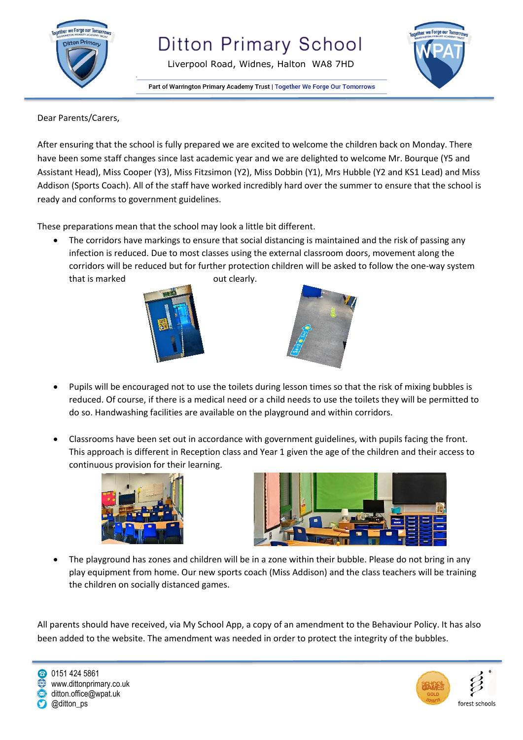# Ditton Primary School

Liverpool Road, Widnes, Halton WA8 7HD

Part of Warrington Primary Academy Trust | Together We Forge Our Tomorrows

Dear Parents/Carers,

After ensuring that the school is fully prepared we are excited to welcome the children back on Monday. There have been some staff changes since last academic year and we are delighted to welcome Mr. Bourque (Y5 and Assistant Head), Miss Cooper (Y3), Miss Fitzsimon (Y2), Miss Dobbin (Y1), Mrs Hubble (Y2 and KS1 Lead) and Miss Addison (Sports Coach). All of the staff have worked incredibly hard over the summer to ensure that the school is ready and conforms to government guidelines.

These preparations mean that the school may look a little bit different.

- The corridors have markings to ensure that social distancing is maintained and the risk of passing any infection is reduced. Due to most classes using the external classroom doors, movement along the corridors will be reduced but for further protection children will be asked to follow the one-way system that is marked out clearly.

- Pupils will be encouraged not to use the toilets during lesson times so that the risk of mixing bubbles is reduced. Of course, if there is a medical need or a child needs to use the toilets they will be permitted to do so. Handwashing facilities are available on the playground and within corridors.

- Classrooms have been set out in accordance with government guidelines, with pupils facing the front. This approach is different in Reception class and Year 1 given the age of the children and their access to continuous provision for their learning.

- The playground has zones and children will be in a zone within their bubble. Please do not bring in any play equipment from home. Our new sports coach (Miss Addison) and the class teachers will be training the children on socially distanced games.

All parents should have received, via My School App, a copy of an amendment to the Behaviour Policy. It has also been added to the website. The amendment was needed in order to protect the integrity of the bubbles.

0151 424 5861
www.dittonprimary.co.uk
ditton.office@wpat.uk
@ditton_ps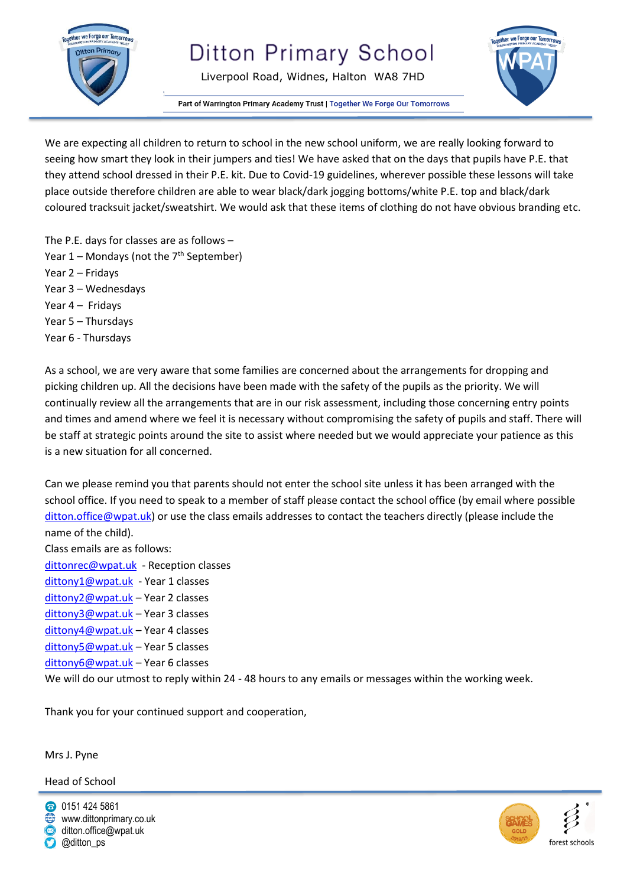We are expecting all children to return to school in the new school uniform, we are really looking forward to seeing how smart they look in their jumpers and ties! We have asked that on the days that pupils have P.E. that they attend school dressed in their P.E. kit. Due to Covid-19 guidelines, wherever possible these lessons will take place outside therefore children are able to wear black/dark jogging bottoms/white P.E. top and black/dark coloured tracksuit jacket/sweatshirt. We would ask that these items of clothing do not have obvious branding etc.

The P.E. days for classes are as follows –
Year 1 – Mondays (not the 7th September)
Year 2 – Fridays
Year 3 – Wednesdays
Year 4 – Fridays
Year 5 – Thursdays
Year 6 - Thursdays

As a school, we are very aware that some families are concerned about the arrangements for dropping and picking children up. All the decisions have been made with the safety of the pupils as the priority. We will continually review all the arrangements that are in our risk assessment, including those concerning entry points and times and amend where we feel it is necessary without compromising the safety of pupils and staff. There will be staff at strategic points around the site to assist where needed but we would appreciate your patience as this is a new situation for all concerned.

Can we please remind you that parents should not enter the school site unless it has been arranged with the school office. If you need to speak to a member of staff please contact the school office (by email where possible ditton.office@wpat.uk) or use the class emails addresses to contact the teachers directly (please include the name of the child).
Class emails are as follows:
dittonrec@wpat.uk - Reception classes
dittony1@wpat.uk - Year 1 classes
dittony2@wpat.uk – Year 2 classes
dittony3@wpat.uk – Year 3 classes
dittony4@wpat.uk – Year 4 classes
dittony5@wpat.uk – Year 5 classes
dittony6@wpat.uk – Year 6 classes
We will do our utmost to reply within 24 - 48 hours to any emails or messages within the working week.

Thank you for your continued support and cooperation,

Mrs J. Pyne

Head of School

0151 424 5861
www.dittonprimary.co.uk
ditton.office@wpat.uk
@ditton_ps